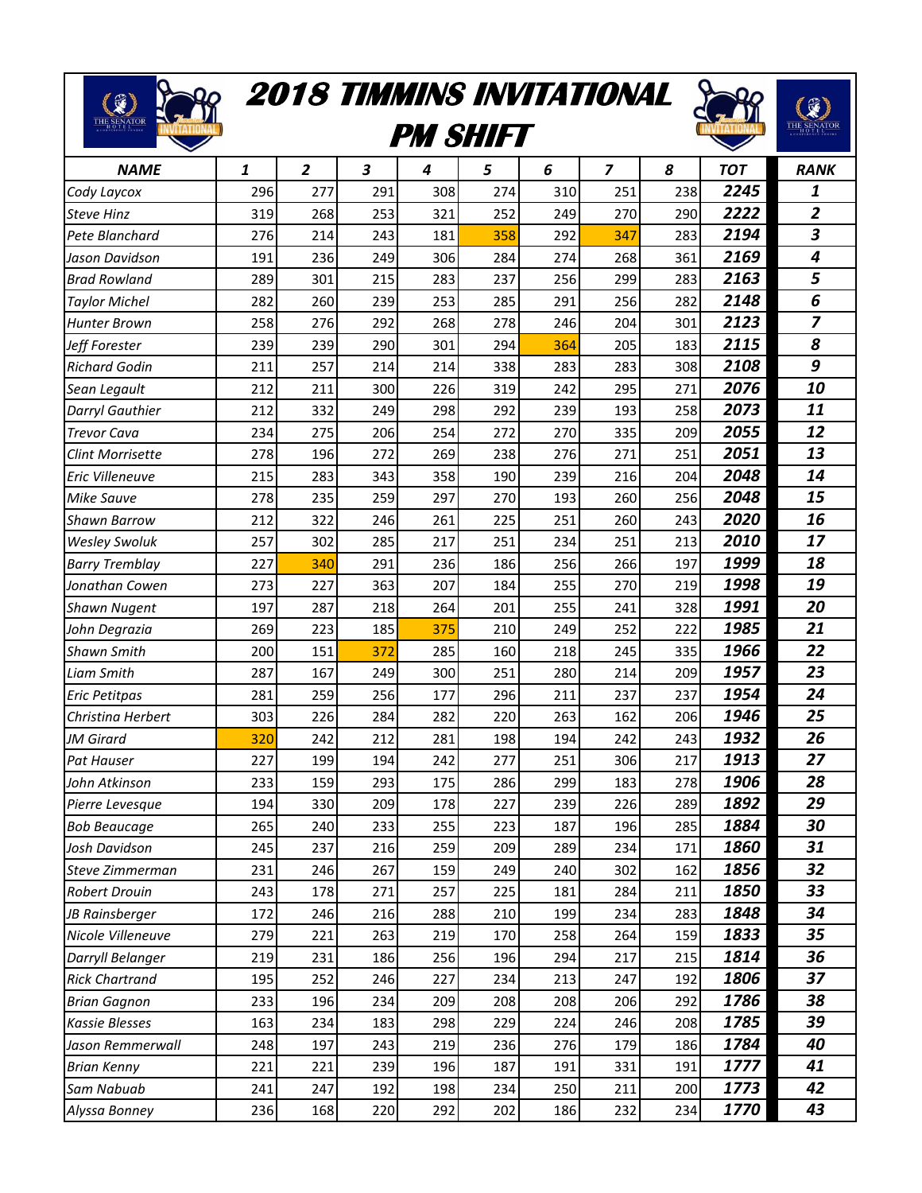# 2018 TIMMINS INVITATIONAL

## PM SHIFT

| NAME | 1 | 2 | 3 | 4 | 5 | 6 | 7 | 8 | TOT | RANK |
|---|---|---|---|---|---|---|---|---|---|---|
| Cody Laycox | 296 | 277 | 291 | 308 | 274 | 310 | 251 | 238 | 2245 | 1 |
| Steve Hinz | 319 | 268 | 253 | 321 | 252 | 249 | 270 | 290 | 2222 | 2 |
| Pete Blanchard | 276 | 214 | 243 | 181 | 358 | 292 | 347 | 283 | 2194 | 3 |
| Jason Davidson | 191 | 236 | 249 | 306 | 284 | 274 | 268 | 361 | 2169 | 4 |
| Brad Rowland | 289 | 301 | 215 | 283 | 237 | 256 | 299 | 283 | 2163 | 5 |
| Taylor Michel | 282 | 260 | 239 | 253 | 285 | 291 | 256 | 282 | 2148 | 6 |
| Hunter Brown | 258 | 276 | 292 | 268 | 278 | 246 | 204 | 301 | 2123 | 7 |
| Jeff Forester | 239 | 239 | 290 | 301 | 294 | 364 | 205 | 183 | 2115 | 8 |
| Richard Godin | 211 | 257 | 214 | 214 | 338 | 283 | 283 | 308 | 2108 | 9 |
| Sean Legault | 212 | 211 | 300 | 226 | 319 | 242 | 295 | 271 | 2076 | 10 |
| Darryl Gauthier | 212 | 332 | 249 | 298 | 292 | 239 | 193 | 258 | 2073 | 11 |
| Trevor Cava | 234 | 275 | 206 | 254 | 272 | 270 | 335 | 209 | 2055 | 12 |
| Clint Morrisette | 278 | 196 | 272 | 269 | 238 | 276 | 271 | 251 | 2051 | 13 |
| Eric Villeneuve | 215 | 283 | 343 | 358 | 190 | 239 | 216 | 204 | 2048 | 14 |
| Mike Sauve | 278 | 235 | 259 | 297 | 270 | 193 | 260 | 256 | 2048 | 15 |
| Shawn Barrow | 212 | 322 | 246 | 261 | 225 | 251 | 260 | 243 | 2020 | 16 |
| Wesley Swoluk | 257 | 302 | 285 | 217 | 251 | 234 | 251 | 213 | 2010 | 17 |
| Barry Tremblay | 227 | 340 | 291 | 236 | 186 | 256 | 266 | 197 | 1999 | 18 |
| Jonathan Cowen | 273 | 227 | 363 | 207 | 184 | 255 | 270 | 219 | 1998 | 19 |
| Shawn Nugent | 197 | 287 | 218 | 264 | 201 | 255 | 241 | 328 | 1991 | 20 |
| John Degrazia | 269 | 223 | 185 | 375 | 210 | 249 | 252 | 222 | 1985 | 21 |
| Shawn Smith | 200 | 151 | 372 | 285 | 160 | 218 | 245 | 335 | 1966 | 22 |
| Liam Smith | 287 | 167 | 249 | 300 | 251 | 280 | 214 | 209 | 1957 | 23 |
| Eric Petitpas | 281 | 259 | 256 | 177 | 296 | 211 | 237 | 237 | 1954 | 24 |
| Christina Herbert | 303 | 226 | 284 | 282 | 220 | 263 | 162 | 206 | 1946 | 25 |
| JM Girard | 320 | 242 | 212 | 281 | 198 | 194 | 242 | 243 | 1932 | 26 |
| Pat Hauser | 227 | 199 | 194 | 242 | 277 | 251 | 306 | 217 | 1913 | 27 |
| John Atkinson | 233 | 159 | 293 | 175 | 286 | 299 | 183 | 278 | 1906 | 28 |
| Pierre Levesque | 194 | 330 | 209 | 178 | 227 | 239 | 226 | 289 | 1892 | 29 |
| Bob Beaucage | 265 | 240 | 233 | 255 | 223 | 187 | 196 | 285 | 1884 | 30 |
| Josh Davidson | 245 | 237 | 216 | 259 | 209 | 289 | 234 | 171 | 1860 | 31 |
| Steve Zimmerman | 231 | 246 | 267 | 159 | 249 | 240 | 302 | 162 | 1856 | 32 |
| Robert Drouin | 243 | 178 | 271 | 257 | 225 | 181 | 284 | 211 | 1850 | 33 |
| JB Rainsberger | 172 | 246 | 216 | 288 | 210 | 199 | 234 | 283 | 1848 | 34 |
| Nicole Villeneuve | 279 | 221 | 263 | 219 | 170 | 258 | 264 | 159 | 1833 | 35 |
| Darryll Belanger | 219 | 231 | 186 | 256 | 196 | 294 | 217 | 215 | 1814 | 36 |
| Rick Chartrand | 195 | 252 | 246 | 227 | 234 | 213 | 247 | 192 | 1806 | 37 |
| Brian Gagnon | 233 | 196 | 234 | 209 | 208 | 208 | 206 | 292 | 1786 | 38 |
| Kassie Blesses | 163 | 234 | 183 | 298 | 229 | 224 | 246 | 208 | 1785 | 39 |
| Jason Remmerwall | 248 | 197 | 243 | 219 | 236 | 276 | 179 | 186 | 1784 | 40 |
| Brian Kenny | 221 | 221 | 239 | 196 | 187 | 191 | 331 | 191 | 1777 | 41 |
| Sam Nabuab | 241 | 247 | 192 | 198 | 234 | 250 | 211 | 200 | 1773 | 42 |
| Alyssa Bonney | 236 | 168 | 220 | 292 | 202 | 186 | 232 | 234 | 1770 | 43 |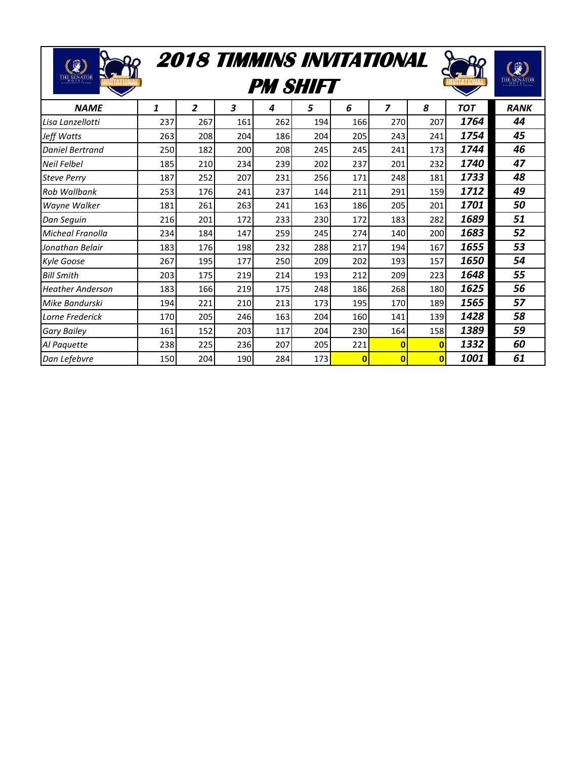# 2018 TIMMINS INVITATIONAL
## PM SHIFT

| NAME | 1 | 2 | 3 | 4 | 5 | 6 | 7 | 8 | TOT | RANK |
|---|---|---|---|---|---|---|---|---|---|---|
| Lisa Lanzellotti | 237 | 267 | 161 | 262 | 194 | 166 | 270 | 207 | 1764 | 44 |
| Jeff Watts | 263 | 208 | 204 | 186 | 204 | 205 | 243 | 241 | 1754 | 45 |
| Daniel Bertrand | 250 | 182 | 200 | 208 | 245 | 245 | 241 | 173 | 1744 | 46 |
| Neil Felbel | 185 | 210 | 234 | 239 | 202 | 237 | 201 | 232 | 1740 | 47 |
| Steve Perry | 187 | 252 | 207 | 231 | 256 | 171 | 248 | 181 | 1733 | 48 |
| Rob Wallbank | 253 | 176 | 241 | 237 | 144 | 211 | 291 | 159 | 1712 | 49 |
| Wayne Walker | 181 | 261 | 263 | 241 | 163 | 186 | 205 | 201 | 1701 | 50 |
| Dan Seguin | 216 | 201 | 172 | 233 | 230 | 172 | 183 | 282 | 1689 | 51 |
| Micheal Franolla | 234 | 184 | 147 | 259 | 245 | 274 | 140 | 200 | 1683 | 52 |
| Jonathan Belair | 183 | 176 | 198 | 232 | 288 | 217 | 194 | 167 | 1655 | 53 |
| Kyle Goose | 267 | 195 | 177 | 250 | 209 | 202 | 193 | 157 | 1650 | 54 |
| Bill Smith | 203 | 175 | 219 | 214 | 193 | 212 | 209 | 223 | 1648 | 55 |
| Heather Anderson | 183 | 166 | 219 | 175 | 248 | 186 | 268 | 180 | 1625 | 56 |
| Mike Bandurski | 194 | 221 | 210 | 213 | 173 | 195 | 170 | 189 | 1565 | 57 |
| Lorne Frederick | 170 | 205 | 246 | 163 | 204 | 160 | 141 | 139 | 1428 | 58 |
| Gary Bailey | 161 | 152 | 203 | 117 | 204 | 230 | 164 | 158 | 1389 | 59 |
| Al Paquette | 238 | 225 | 236 | 207 | 205 | 221 | 0 | 0 | 1332 | 60 |
| Dan Lefebvre | 150 | 204 | 190 | 284 | 173 | 0 | 0 | 0 | 1001 | 61 |